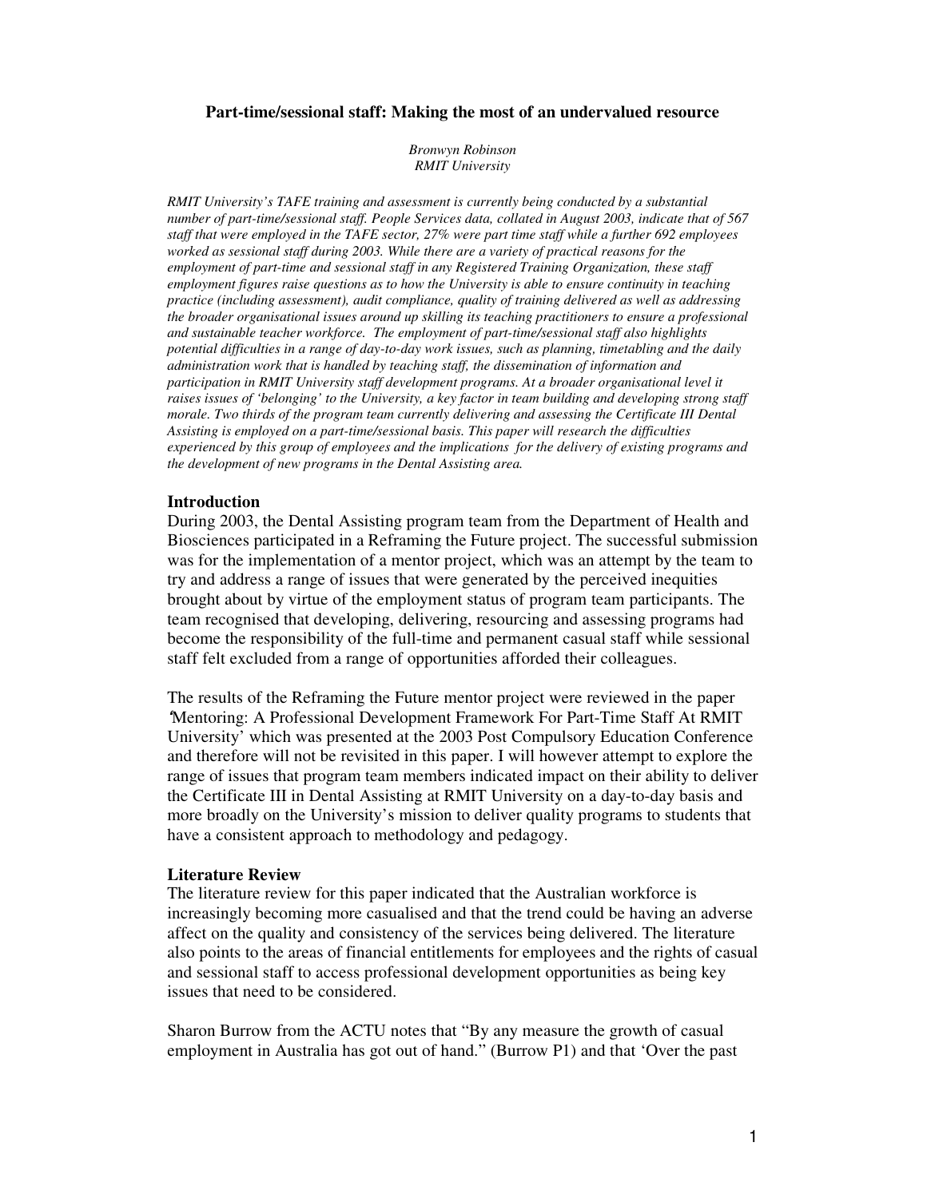# Part-time/sessional staff: Making the most of an undervalued resource

*Bronwyn Robinson*
*RMIT University*

*RMIT University's TAFE training and assessment is currently being conducted by a substantial number of part-time/sessional staff. People Services data, collated in August 2003, indicate that of 567 staff that were employed in the TAFE sector, 27% were part time staff while a further 692 employees worked as sessional staff during 2003. While there are a variety of practical reasons for the employment of part-time and sessional staff in any Registered Training Organization, these staff employment figures raise questions as to how the University is able to ensure continuity in teaching practice (including assessment), audit compliance, quality of training delivered as well as addressing the broader organisational issues around up skilling its teaching practitioners to ensure a professional and sustainable teacher workforce. The employment of part-time/sessional staff also highlights potential difficulties in a range of day-to-day work issues, such as planning, timetabling and the daily administration work that is handled by teaching staff, the dissemination of information and participation in RMIT University staff development programs. At a broader organisational level it raises issues of 'belonging' to the University, a key factor in team building and developing strong staff morale. Two thirds of the program team currently delivering and assessing the Certificate III Dental Assisting is employed on a part-time/sessional basis. This paper will research the difficulties experienced by this group of employees and the implications for the delivery of existing programs and the development of new programs in the Dental Assisting area.*

## Introduction

During 2003, the Dental Assisting program team from the Department of Health and Biosciences participated in a Reframing the Future project. The successful submission was for the implementation of a mentor project, which was an attempt by the team to try and address a range of issues that were generated by the perceived inequities brought about by virtue of the employment status of program team participants. The team recognised that developing, delivering, resourcing and assessing programs had become the responsibility of the full-time and permanent casual staff while sessional staff felt excluded from a range of opportunities afforded their colleagues.

The results of the Reframing the Future mentor project were reviewed in the paper 'Mentoring: A Professional Development Framework For Part-Time Staff At RMIT University' which was presented at the 2003 Post Compulsory Education Conference and therefore will not be revisited in this paper. I will however attempt to explore the range of issues that program team members indicated impact on their ability to deliver the Certificate III in Dental Assisting at RMIT University on a day-to-day basis and more broadly on the University's mission to deliver quality programs to students that have a consistent approach to methodology and pedagogy.

## Literature Review

The literature review for this paper indicated that the Australian workforce is increasingly becoming more casualised and that the trend could be having an adverse affect on the quality and consistency of the services being delivered. The literature also points to the areas of financial entitlements for employees and the rights of casual and sessional staff to access professional development opportunities as being key issues that need to be considered.

Sharon Burrow from the ACTU notes that "By any measure the growth of casual employment in Australia has got out of hand." (Burrow P1) and that 'Over the past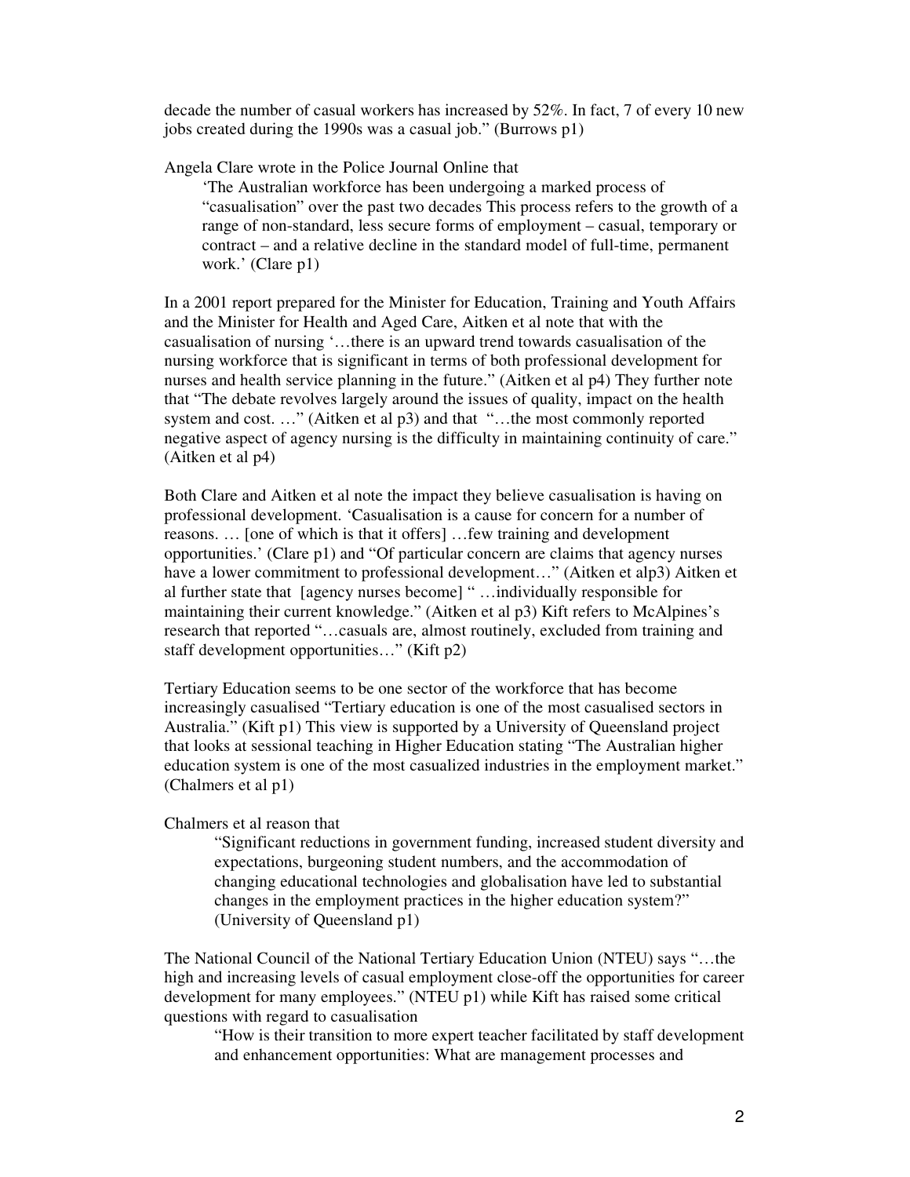decade the number of casual workers has increased by 52%. In fact, 7 of every 10 new jobs created during the 1990s was a casual job." (Burrows p1)

Angela Clare wrote in the Police Journal Online that

> 'The Australian workforce has been undergoing a marked process of "casualisation" over the past two decades This process refers to the growth of a range of non-standard, less secure forms of employment – casual, temporary or contract – and a relative decline in the standard model of full-time, permanent work.' (Clare p1)

In a 2001 report prepared for the Minister for Education, Training and Youth Affairs and the Minister for Health and Aged Care, Aitken et al note that with the casualisation of nursing '…there is an upward trend towards casualisation of the nursing workforce that is significant in terms of both professional development for nurses and health service planning in the future." (Aitken et al p4) They further note that "The debate revolves largely around the issues of quality, impact on the health system and cost. …" (Aitken et al p3) and that "…the most commonly reported negative aspect of agency nursing is the difficulty in maintaining continuity of care." (Aitken et al p4)

Both Clare and Aitken et al note the impact they believe casualisation is having on professional development. 'Casualisation is a cause for concern for a number of reasons. … [one of which is that it offers] …few training and development opportunities.' (Clare p1) and "Of particular concern are claims that agency nurses have a lower commitment to professional development…" (Aitken et alp3) Aitken et al further state that [agency nurses become] " …individually responsible for maintaining their current knowledge." (Aitken et al p3) Kift refers to McAlpines's research that reported "…casuals are, almost routinely, excluded from training and staff development opportunities…" (Kift p2)

Tertiary Education seems to be one sector of the workforce that has become increasingly casualised "Tertiary education is one of the most casualised sectors in Australia." (Kift p1) This view is supported by a University of Queensland project that looks at sessional teaching in Higher Education stating "The Australian higher education system is one of the most casualized industries in the employment market." (Chalmers et al p1)

Chalmers et al reason that

> "Significant reductions in government funding, increased student diversity and expectations, burgeoning student numbers, and the accommodation of changing educational technologies and globalisation have led to substantial changes in the employment practices in the higher education system?" (University of Queensland p1)

The National Council of the National Tertiary Education Union (NTEU) says "…the high and increasing levels of casual employment close-off the opportunities for career development for many employees." (NTEU p1) while Kift has raised some critical questions with regard to casualisation

> "How is their transition to more expert teacher facilitated by staff development and enhancement opportunities: What are management processes and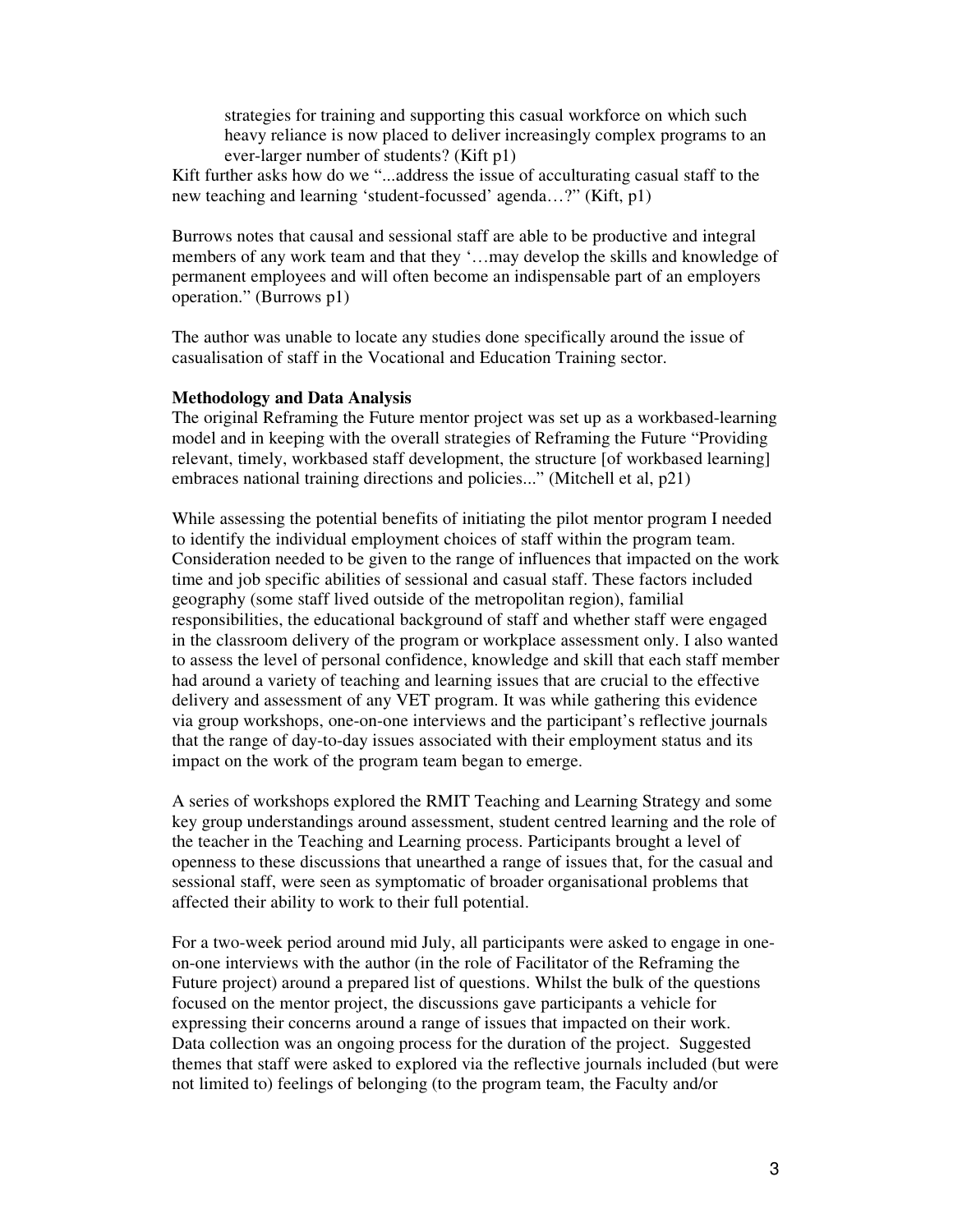> strategies for training and supporting this casual workforce on which such heavy reliance is now placed to deliver increasingly complex programs to an ever-larger number of students? (Kift p1)

Kift further asks how do we "...address the issue of acculturating casual staff to the new teaching and learning 'student-focussed' agenda…?" (Kift, p1)

Burrows notes that causal and sessional staff are able to be productive and integral members of any work team and that they '…may develop the skills and knowledge of permanent employees and will often become an indispensable part of an employers operation." (Burrows p1)

The author was unable to locate any studies done specifically around the issue of casualisation of staff in the Vocational and Education Training sector.

**Methodology and Data Analysis**

The original Reframing the Future mentor project was set up as a workbased-learning model and in keeping with the overall strategies of Reframing the Future "Providing relevant, timely, workbased staff development, the structure [of workbased learning] embraces national training directions and policies..." (Mitchell et al, p21)

While assessing the potential benefits of initiating the pilot mentor program I needed to identify the individual employment choices of staff within the program team. Consideration needed to be given to the range of influences that impacted on the work time and job specific abilities of sessional and casual staff. These factors included geography (some staff lived outside of the metropolitan region), familial responsibilities, the educational background of staff and whether staff were engaged in the classroom delivery of the program or workplace assessment only. I also wanted to assess the level of personal confidence, knowledge and skill that each staff member had around a variety of teaching and learning issues that are crucial to the effective delivery and assessment of any VET program. It was while gathering this evidence via group workshops, one-on-one interviews and the participant's reflective journals that the range of day-to-day issues associated with their employment status and its impact on the work of the program team began to emerge.

A series of workshops explored the RMIT Teaching and Learning Strategy and some key group understandings around assessment, student centred learning and the role of the teacher in the Teaching and Learning process. Participants brought a level of openness to these discussions that unearthed a range of issues that, for the casual and sessional staff, were seen as symptomatic of broader organisational problems that affected their ability to work to their full potential.

For a two-week period around mid July, all participants were asked to engage in one-on-one interviews with the author (in the role of Facilitator of the Reframing the Future project) around a prepared list of questions. Whilst the bulk of the questions focused on the mentor project, the discussions gave participants a vehicle for expressing their concerns around a range of issues that impacted on their work. Data collection was an ongoing process for the duration of the project. Suggested themes that staff were asked to explored via the reflective journals included (but were not limited to) feelings of belonging (to the program team, the Faculty and/or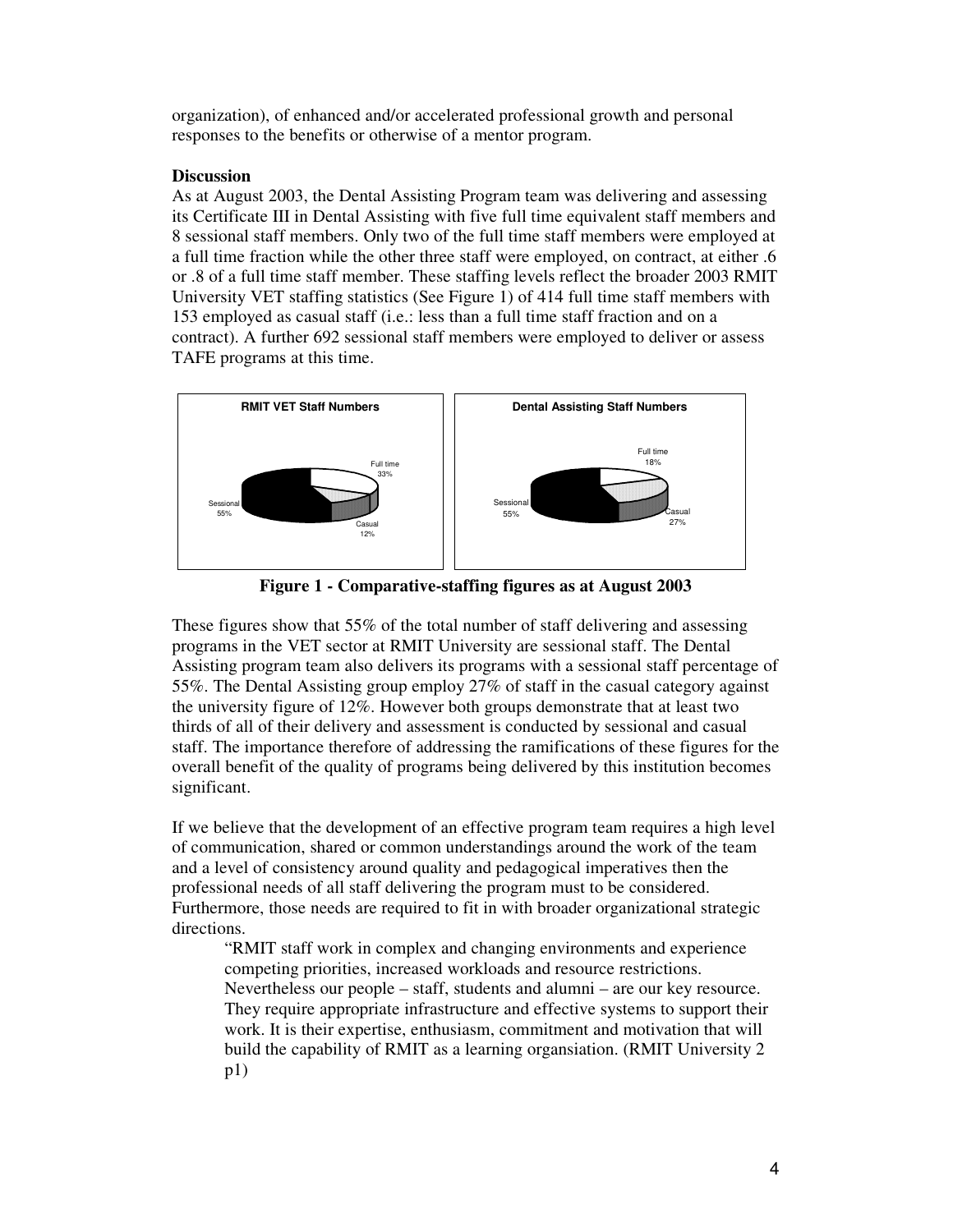organization), of enhanced and/or accelerated professional growth and personal responses to the benefits or otherwise of a mentor program.

**Discussion**

As at August 2003, the Dental Assisting Program team was delivering and assessing its Certificate III in Dental Assisting with five full time equivalent staff members and 8 sessional staff members. Only two of the full time staff members were employed at a full time fraction while the other three staff were employed, on contract, at either .6 or .8 of a full time staff member. These staffing levels reflect the broader 2003 RMIT University VET staffing statistics (See Figure 1) of 414 full time staff members with 153 employed as casual staff (i.e.: less than a full time staff fraction and on a contract). A further 692 sessional staff members were employed to deliver or assess TAFE programs at this time.

**Figure 1 - Comparative-staffing figures as at August 2003**

These figures show that 55% of the total number of staff delivering and assessing programs in the VET sector at RMIT University are sessional staff. The Dental Assisting program team also delivers its programs with a sessional staff percentage of 55%. The Dental Assisting group employ 27% of staff in the casual category against the university figure of 12%. However both groups demonstrate that at least two thirds of all of their delivery and assessment is conducted by sessional and casual staff. The importance therefore of addressing the ramifications of these figures for the overall benefit of the quality of programs being delivered by this institution becomes significant.

If we believe that the development of an effective program team requires a high level of communication, shared or common understandings around the work of the team and a level of consistency around quality and pedagogical imperatives then the professional needs of all staff delivering the program must to be considered. Furthermore, those needs are required to fit in with broader organizational strategic directions.

> "RMIT staff work in complex and changing environments and experience competing priorities, increased workloads and resource restrictions. Nevertheless our people – staff, students and alumni – are our key resource. They require appropriate infrastructure and effective systems to support their work. It is their expertise, enthusiasm, commitment and motivation that will build the capability of RMIT as a learning organsiation. (RMIT University 2 p1)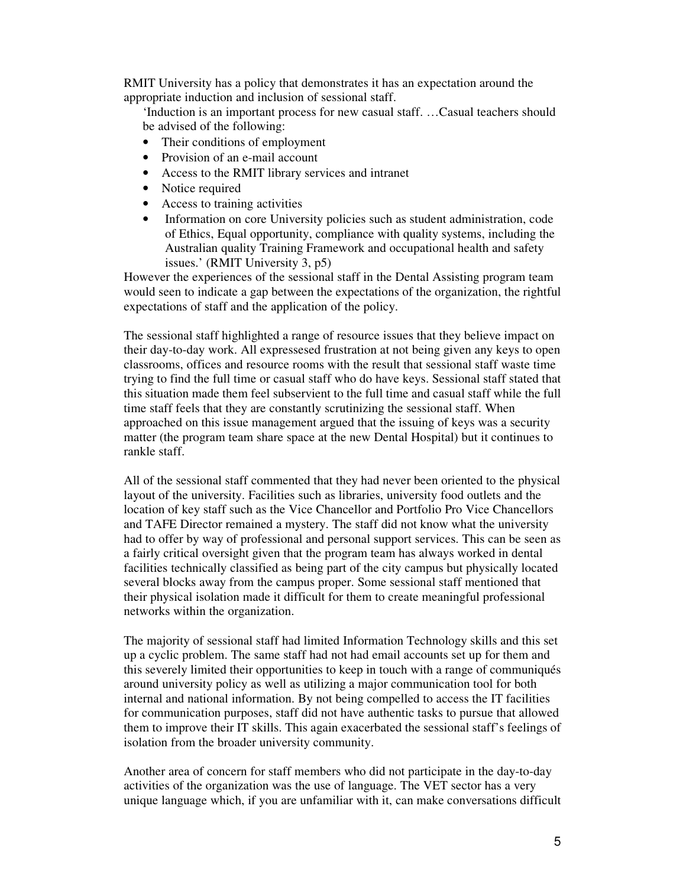RMIT University has a policy that demonstrates it has an expectation around the appropriate induction and inclusion of sessional staff.

> 'Induction is an important process for new casual staff. …Casual teachers should be advised of the following:
>
> - Their conditions of employment
> - Provision of an e-mail account
> - Access to the RMIT library services and intranet
> - Notice required
> - Access to training activities
> - Information on core University policies such as student administration, code of Ethics, Equal opportunity, compliance with quality systems, including the Australian quality Training Framework and occupational health and safety issues.' (RMIT University 3, p5)

However the experiences of the sessional staff in the Dental Assisting program team would seen to indicate a gap between the expectations of the organization, the rightful expectations of staff and the application of the policy.

The sessional staff highlighted a range of resource issues that they believe impact on their day-to-day work. All expressesed frustration at not being given any keys to open classrooms, offices and resource rooms with the result that sessional staff waste time trying to find the full time or casual staff who do have keys. Sessional staff stated that this situation made them feel subservient to the full time and casual staff while the full time staff feels that they are constantly scrutinizing the sessional staff. When approached on this issue management argued that the issuing of keys was a security matter (the program team share space at the new Dental Hospital) but it continues to rankle staff.

All of the sessional staff commented that they had never been oriented to the physical layout of the university. Facilities such as libraries, university food outlets and the location of key staff such as the Vice Chancellor and Portfolio Pro Vice Chancellors and TAFE Director remained a mystery. The staff did not know what the university had to offer by way of professional and personal support services. This can be seen as a fairly critical oversight given that the program team has always worked in dental facilities technically classified as being part of the city campus but physically located several blocks away from the campus proper. Some sessional staff mentioned that their physical isolation made it difficult for them to create meaningful professional networks within the organization.

The majority of sessional staff had limited Information Technology skills and this set up a cyclic problem. The same staff had not had email accounts set up for them and this severely limited their opportunities to keep in touch with a range of communiqués around university policy as well as utilizing a major communication tool for both internal and national information. By not being compelled to access the IT facilities for communication purposes, staff did not have authentic tasks to pursue that allowed them to improve their IT skills. This again exacerbated the sessional staff's feelings of isolation from the broader university community.

Another area of concern for staff members who did not participate in the day-to-day activities of the organization was the use of language. The VET sector has a very unique language which, if you are unfamiliar with it, can make conversations difficult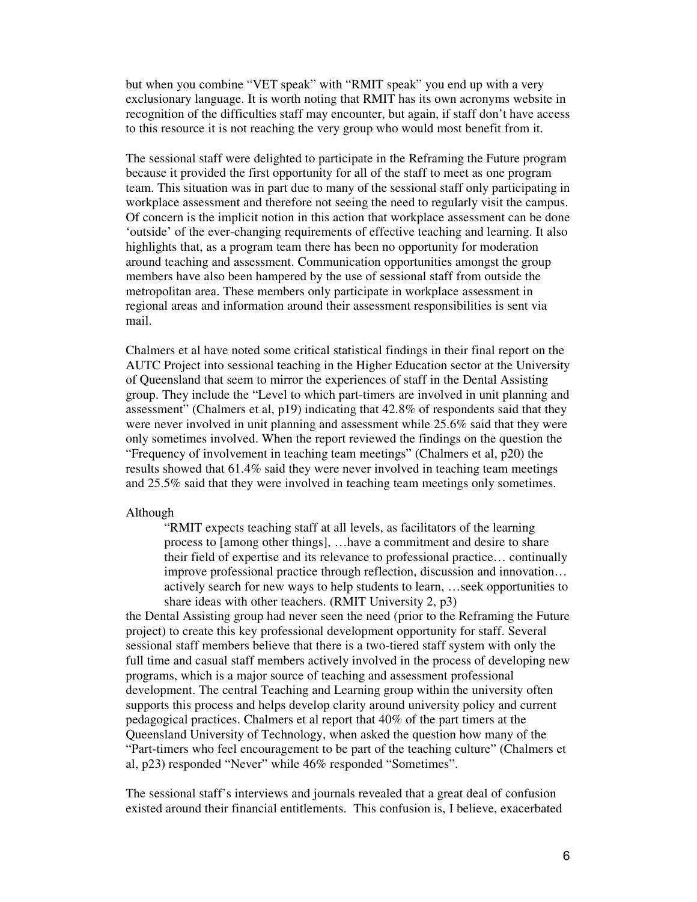but when you combine "VET speak" with "RMIT speak" you end up with a very exclusionary language. It is worth noting that RMIT has its own acronyms website in recognition of the difficulties staff may encounter, but again, if staff don't have access to this resource it is not reaching the very group who would most benefit from it.

The sessional staff were delighted to participate in the Reframing the Future program because it provided the first opportunity for all of the staff to meet as one program team. This situation was in part due to many of the sessional staff only participating in workplace assessment and therefore not seeing the need to regularly visit the campus. Of concern is the implicit notion in this action that workplace assessment can be done 'outside' of the ever-changing requirements of effective teaching and learning. It also highlights that, as a program team there has been no opportunity for moderation around teaching and assessment. Communication opportunities amongst the group members have also been hampered by the use of sessional staff from outside the metropolitan area. These members only participate in workplace assessment in regional areas and information around their assessment responsibilities is sent via mail.

Chalmers et al have noted some critical statistical findings in their final report on the AUTC Project into sessional teaching in the Higher Education sector at the University of Queensland that seem to mirror the experiences of staff in the Dental Assisting group. They include the "Level to which part-timers are involved in unit planning and assessment" (Chalmers et al, p19) indicating that 42.8% of respondents said that they were never involved in unit planning and assessment while 25.6% said that they were only sometimes involved. When the report reviewed the findings on the question the "Frequency of involvement in teaching team meetings" (Chalmers et al, p20) the results showed that 61.4% said they were never involved in teaching team meetings and 25.5% said that they were involved in teaching team meetings only sometimes.

Although

> "RMIT expects teaching staff at all levels, as facilitators of the learning process to [among other things], …have a commitment and desire to share their field of expertise and its relevance to professional practice… continually improve professional practice through reflection, discussion and innovation… actively search for new ways to help students to learn, …seek opportunities to share ideas with other teachers. (RMIT University 2, p3)

the Dental Assisting group had never seen the need (prior to the Reframing the Future project) to create this key professional development opportunity for staff. Several sessional staff members believe that there is a two-tiered staff system with only the full time and casual staff members actively involved in the process of developing new programs, which is a major source of teaching and assessment professional development. The central Teaching and Learning group within the university often supports this process and helps develop clarity around university policy and current pedagogical practices. Chalmers et al report that 40% of the part timers at the Queensland University of Technology, when asked the question how many of the "Part-timers who feel encouragement to be part of the teaching culture" (Chalmers et al, p23) responded "Never" while 46% responded "Sometimes".

The sessional staff's interviews and journals revealed that a great deal of confusion existed around their financial entitlements. This confusion is, I believe, exacerbated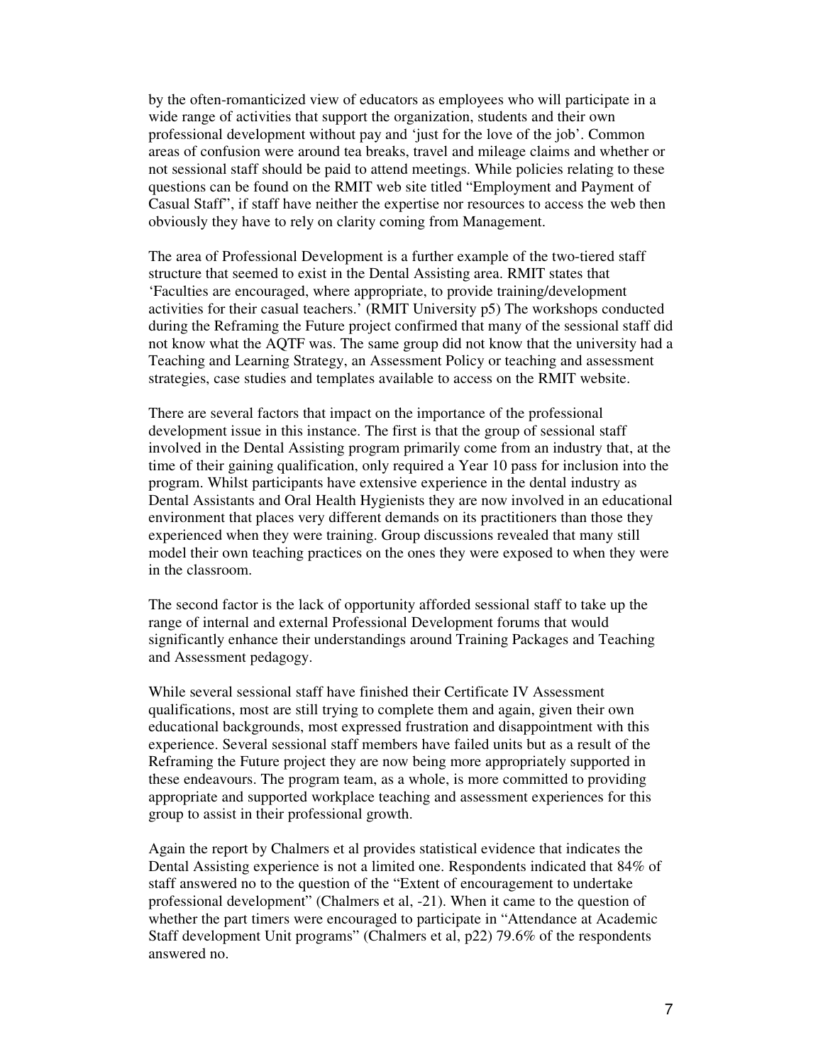by the often-romanticized view of educators as employees who will participate in a wide range of activities that support the organization, students and their own professional development without pay and 'just for the love of the job'. Common areas of confusion were around tea breaks, travel and mileage claims and whether or not sessional staff should be paid to attend meetings. While policies relating to these questions can be found on the RMIT web site titled "Employment and Payment of Casual Staff", if staff have neither the expertise nor resources to access the web then obviously they have to rely on clarity coming from Management.

The area of Professional Development is a further example of the two-tiered staff structure that seemed to exist in the Dental Assisting area. RMIT states that 'Faculties are encouraged, where appropriate, to provide training/development activities for their casual teachers.' (RMIT University p5) The workshops conducted during the Reframing the Future project confirmed that many of the sessional staff did not know what the AQTF was. The same group did not know that the university had a Teaching and Learning Strategy, an Assessment Policy or teaching and assessment strategies, case studies and templates available to access on the RMIT website.

There are several factors that impact on the importance of the professional development issue in this instance. The first is that the group of sessional staff involved in the Dental Assisting program primarily come from an industry that, at the time of their gaining qualification, only required a Year 10 pass for inclusion into the program. Whilst participants have extensive experience in the dental industry as Dental Assistants and Oral Health Hygienists they are now involved in an educational environment that places very different demands on its practitioners than those they experienced when they were training. Group discussions revealed that many still model their own teaching practices on the ones they were exposed to when they were in the classroom.

The second factor is the lack of opportunity afforded sessional staff to take up the range of internal and external Professional Development forums that would significantly enhance their understandings around Training Packages and Teaching and Assessment pedagogy.

While several sessional staff have finished their Certificate IV Assessment qualifications, most are still trying to complete them and again, given their own educational backgrounds, most expressed frustration and disappointment with this experience. Several sessional staff members have failed units but as a result of the Reframing the Future project they are now being more appropriately supported in these endeavours. The program team, as a whole, is more committed to providing appropriate and supported workplace teaching and assessment experiences for this group to assist in their professional growth.

Again the report by Chalmers et al provides statistical evidence that indicates the Dental Assisting experience is not a limited one. Respondents indicated that 84% of staff answered no to the question of the "Extent of encouragement to undertake professional development" (Chalmers et al, -21). When it came to the question of whether the part timers were encouraged to participate in "Attendance at Academic Staff development Unit programs" (Chalmers et al, p22) 79.6% of the respondents answered no.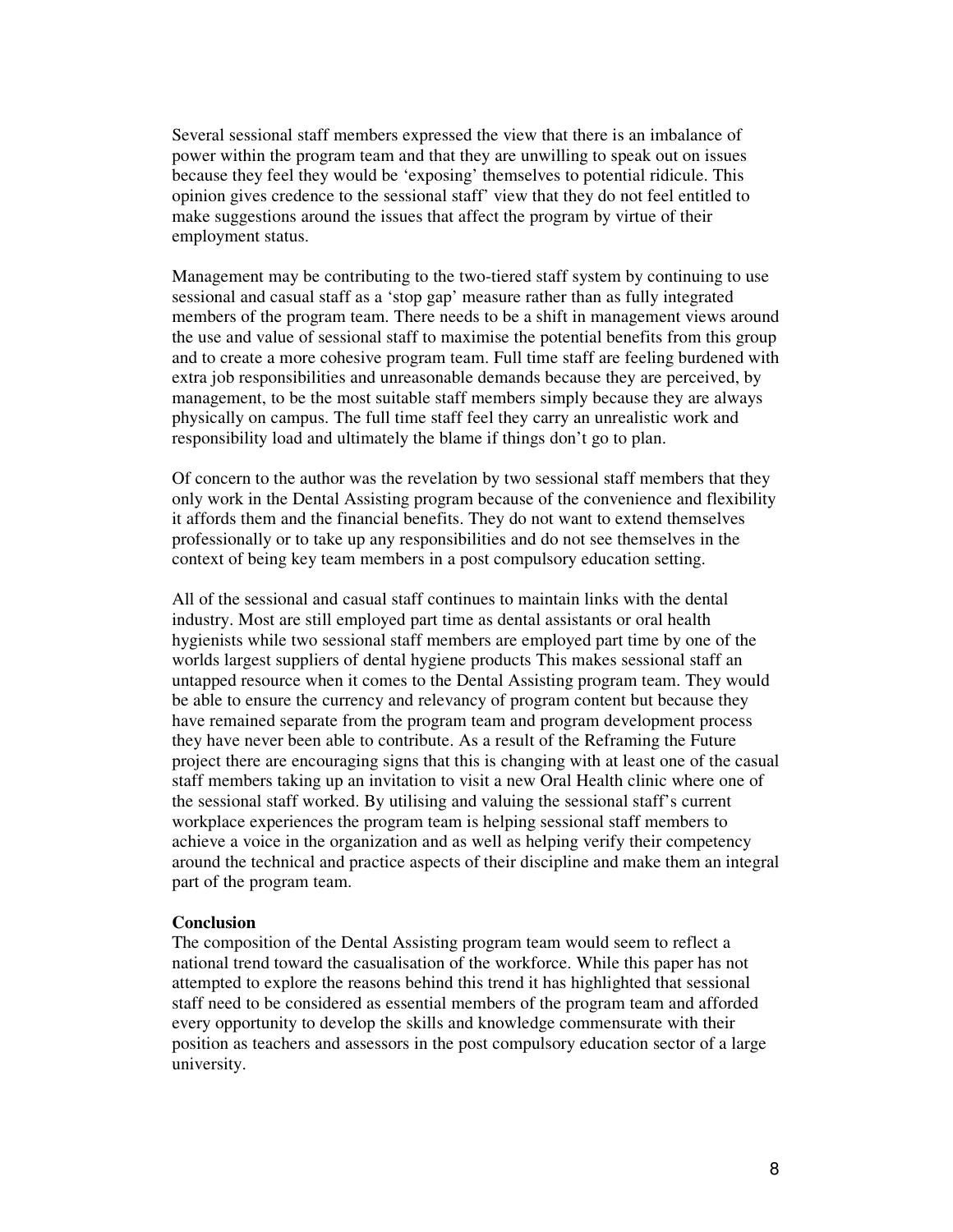Several sessional staff members expressed the view that there is an imbalance of power within the program team and that they are unwilling to speak out on issues because they feel they would be 'exposing' themselves to potential ridicule. This opinion gives credence to the sessional staff' view that they do not feel entitled to make suggestions around the issues that affect the program by virtue of their employment status.

Management may be contributing to the two-tiered staff system by continuing to use sessional and casual staff as a 'stop gap' measure rather than as fully integrated members of the program team. There needs to be a shift in management views around the use and value of sessional staff to maximise the potential benefits from this group and to create a more cohesive program team. Full time staff are feeling burdened with extra job responsibilities and unreasonable demands because they are perceived, by management, to be the most suitable staff members simply because they are always physically on campus. The full time staff feel they carry an unrealistic work and responsibility load and ultimately the blame if things don't go to plan.

Of concern to the author was the revelation by two sessional staff members that they only work in the Dental Assisting program because of the convenience and flexibility it affords them and the financial benefits. They do not want to extend themselves professionally or to take up any responsibilities and do not see themselves in the context of being key team members in a post compulsory education setting.

All of the sessional and casual staff continues to maintain links with the dental industry. Most are still employed part time as dental assistants or oral health hygienists while two sessional staff members are employed part time by one of the worlds largest suppliers of dental hygiene products This makes sessional staff an untapped resource when it comes to the Dental Assisting program team. They would be able to ensure the currency and relevancy of program content but because they have remained separate from the program team and program development process they have never been able to contribute. As a result of the Reframing the Future project there are encouraging signs that this is changing with at least one of the casual staff members taking up an invitation to visit a new Oral Health clinic where one of the sessional staff worked. By utilising and valuing the sessional staff's current workplace experiences the program team is helping sessional staff members to achieve a voice in the organization and as well as helping verify their competency around the technical and practice aspects of their discipline and make them an integral part of the program team.

**Conclusion**

The composition of the Dental Assisting program team would seem to reflect a national trend toward the casualisation of the workforce. While this paper has not attempted to explore the reasons behind this trend it has highlighted that sessional staff need to be considered as essential members of the program team and afforded every opportunity to develop the skills and knowledge commensurate with their position as teachers and assessors in the post compulsory education sector of a large university.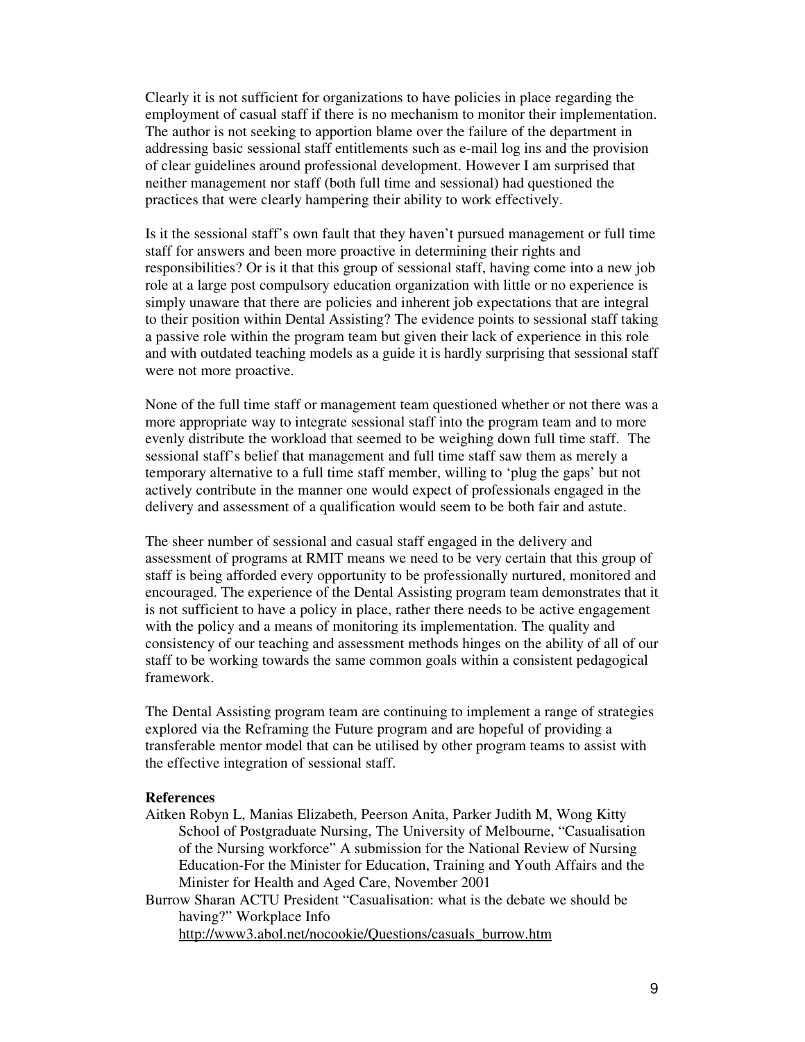Clearly it is not sufficient for organizations to have policies in place regarding the employment of casual staff if there is no mechanism to monitor their implementation. The author is not seeking to apportion blame over the failure of the department in addressing basic sessional staff entitlements such as e-mail log ins and the provision of clear guidelines around professional development. However I am surprised that neither management nor staff (both full time and sessional) had questioned the practices that were clearly hampering their ability to work effectively.

Is it the sessional staff's own fault that they haven't pursued management or full time staff for answers and been more proactive in determining their rights and responsibilities? Or is it that this group of sessional staff, having come into a new job role at a large post compulsory education organization with little or no experience is simply unaware that there are policies and inherent job expectations that are integral to their position within Dental Assisting? The evidence points to sessional staff taking a passive role within the program team but given their lack of experience in this role and with outdated teaching models as a guide it is hardly surprising that sessional staff were not more proactive.

None of the full time staff or management team questioned whether or not there was a more appropriate way to integrate sessional staff into the program team and to more evenly distribute the workload that seemed to be weighing down full time staff. The sessional staff's belief that management and full time staff saw them as merely a temporary alternative to a full time staff member, willing to 'plug the gaps' but not actively contribute in the manner one would expect of professionals engaged in the delivery and assessment of a qualification would seem to be both fair and astute.

The sheer number of sessional and casual staff engaged in the delivery and assessment of programs at RMIT means we need to be very certain that this group of staff is being afforded every opportunity to be professionally nurtured, monitored and encouraged. The experience of the Dental Assisting program team demonstrates that it is not sufficient to have a policy in place, rather there needs to be active engagement with the policy and a means of monitoring its implementation. The quality and consistency of our teaching and assessment methods hinges on the ability of all of our staff to be working towards the same common goals within a consistent pedagogical framework.

The Dental Assisting program team are continuing to implement a range of strategies explored via the Reframing the Future program and are hopeful of providing a transferable mentor model that can be utilised by other program teams to assist with the effective integration of sessional staff.

**References**

Aitken Robyn L, Manias Elizabeth, Peerson Anita, Parker Judith M, Wong Kitty School of Postgraduate Nursing, The University of Melbourne, "Casualisation of the Nursing workforce" A submission for the National Review of Nursing Education-For the Minister for Education, Training and Youth Affairs and the Minister for Health and Aged Care, November 2001

Burrow Sharan ACTU President "Casualisation: what is the debate we should be having?" Workplace Info http://www3.abol.net/nocookie/Questions/casuals_burrow.htm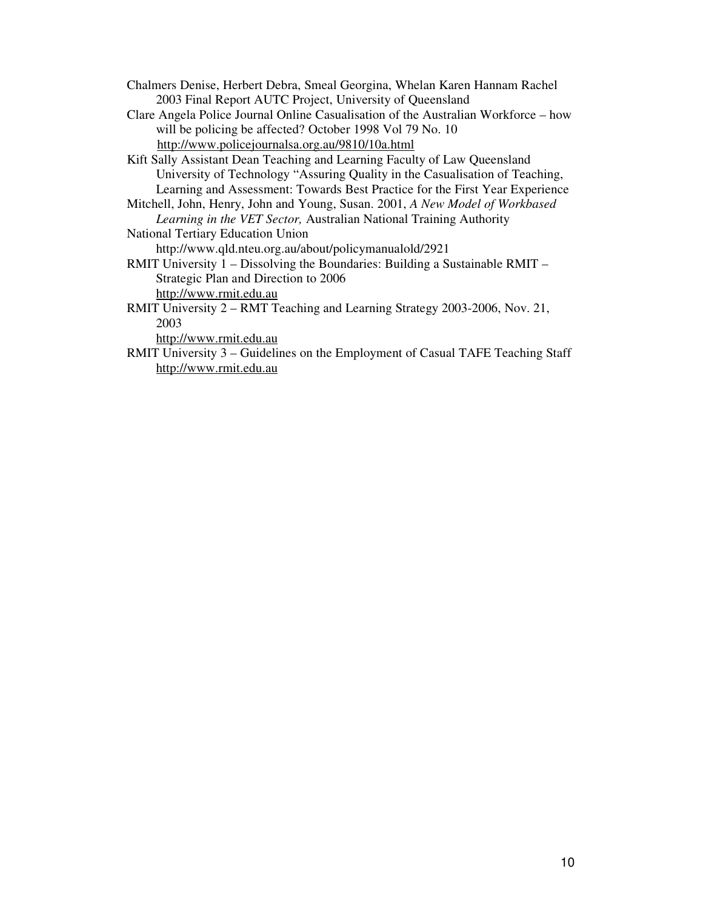Chalmers Denise, Herbert Debra, Smeal Georgina, Whelan Karen Hannam Rachel 2003 Final Report AUTC Project, University of Queensland

Clare Angela Police Journal Online Casualisation of the Australian Workforce – how will be policing be affected? October 1998 Vol 79 No. 10 http://www.policejournalsa.org.au/9810/10a.html

Kift Sally Assistant Dean Teaching and Learning Faculty of Law Queensland University of Technology "Assuring Quality in the Casualisation of Teaching, Learning and Assessment: Towards Best Practice for the First Year Experience

Mitchell, John, Henry, John and Young, Susan. 2001, *A New Model of Workbased Learning in the VET Sector,* Australian National Training Authority

National Tertiary Education Union http://www.qld.nteu.org.au/about/policymanualold/2921

RMIT University 1 – Dissolving the Boundaries: Building a Sustainable RMIT – Strategic Plan and Direction to 2006 http://www.rmit.edu.au

RMIT University 2 – RMT Teaching and Learning Strategy 2003-2006, Nov. 21, 2003 http://www.rmit.edu.au

RMIT University 3 – Guidelines on the Employment of Casual TAFE Teaching Staff http://www.rmit.edu.au